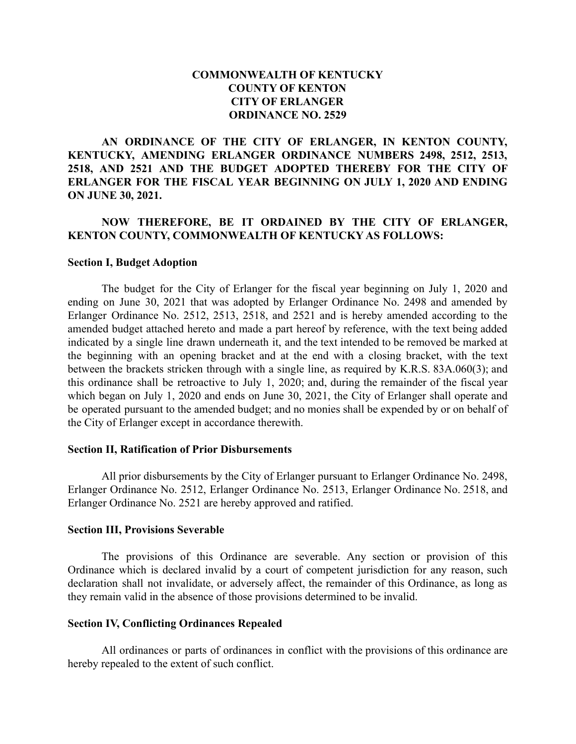**COMMONWEALTH OF KENTUCKY**
**COUNTY OF KENTON**
**CITY OF ERLANGER**
**ORDINANCE NO. 2529**

**AN ORDINANCE OF THE CITY OF ERLANGER, IN KENTON COUNTY, KENTUCKY, AMENDING ERLANGER ORDINANCE NUMBERS 2498, 2512, 2513, 2518, AND 2521 AND THE BUDGET ADOPTED THEREBY FOR THE CITY OF ERLANGER FOR THE FISCAL YEAR BEGINNING ON JULY 1, 2020 AND ENDING ON JUNE 30, 2021.**

**NOW THEREFORE, BE IT ORDAINED BY THE CITY OF ERLANGER, KENTON COUNTY, COMMONWEALTH OF KENTUCKY AS FOLLOWS:**

**Section I, Budget Adoption**

The budget for the City of Erlanger for the fiscal year beginning on July 1, 2020 and ending on June 30, 2021 that was adopted by Erlanger Ordinance No. 2498 and amended by Erlanger Ordinance No. 2512, 2513, 2518, and 2521 and is hereby amended according to the amended budget attached hereto and made a part hereof by reference, with the text being added indicated by a single line drawn underneath it, and the text intended to be removed be marked at the beginning with an opening bracket and at the end with a closing bracket, with the text between the brackets stricken through with a single line, as required by K.R.S. 83A.060(3); and this ordinance shall be retroactive to July 1, 2020; and, during the remainder of the fiscal year which began on July 1, 2020 and ends on June 30, 2021, the City of Erlanger shall operate and be operated pursuant to the amended budget; and no monies shall be expended by or on behalf of the City of Erlanger except in accordance therewith.

**Section II, Ratification of Prior Disbursements**

All prior disbursements by the City of Erlanger pursuant to Erlanger Ordinance No. 2498, Erlanger Ordinance No. 2512, Erlanger Ordinance No. 2513, Erlanger Ordinance No. 2518, and Erlanger Ordinance No. 2521 are hereby approved and ratified.

**Section III, Provisions Severable**

The provisions of this Ordinance are severable. Any section or provision of this Ordinance which is declared invalid by a court of competent jurisdiction for any reason, such declaration shall not invalidate, or adversely affect, the remainder of this Ordinance, as long as they remain valid in the absence of those provisions determined to be invalid.

**Section IV, Conflicting Ordinances Repealed**

All ordinances or parts of ordinances in conflict with the provisions of this ordinance are hereby repealed to the extent of such conflict.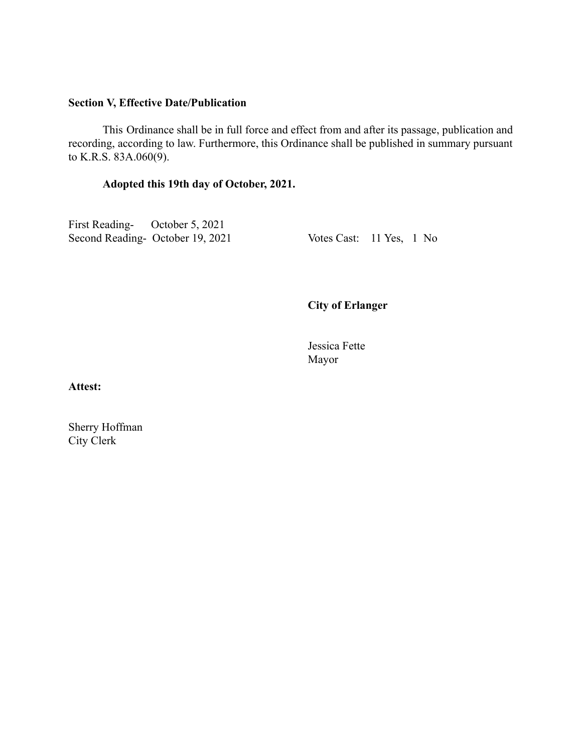**Section V, Effective Date/Publication**

This Ordinance shall be in full force and effect from and after its passage, publication and recording, according to law. Furthermore, this Ordinance shall be published in summary pursuant to K.R.S. 83A.060(9).

**Adopted this 19th day of October, 2021.**

First Reading- October 5, 2021
Second Reading- October 19, 2021

Votes Cast: 11 Yes, 1 No

**City of Erlanger**

Jessica Fette
Mayor

**Attest:**

Sherry Hoffman
City Clerk